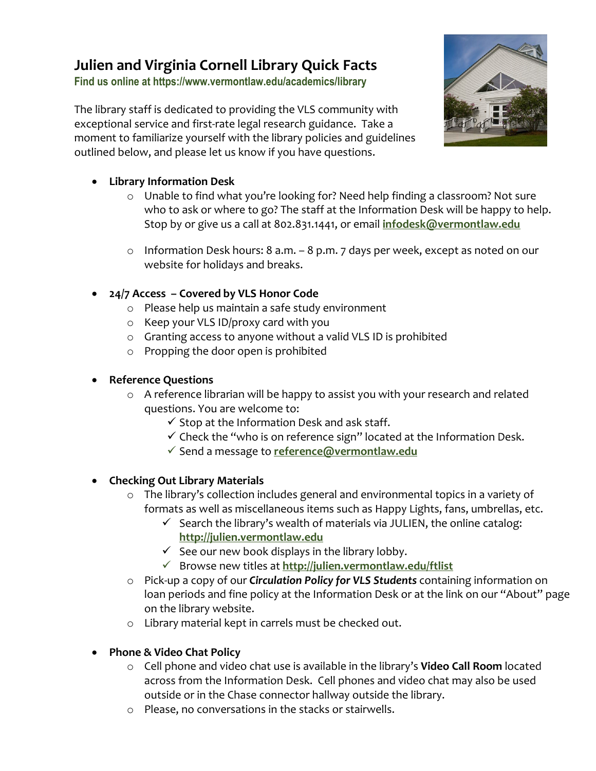# Julien and Virginia Cornell Library Quick Facts

**Find us online at https://www.vermontlaw.edu/academics/library**

The library staff is dedicated to providing the VLS community with exceptional service and first-rate legal research guidance. Take a moment to familiarize yourself with the library policies and guidelines outlined below, and please let us know if you have questions.

- **Library Information Desk**
  - Unable to find what you're looking for? Need help finding a classroom? Not sure who to ask or where to go? The staff at the Information Desk will be happy to help. Stop by or give us a call at 802.831.1441, or email **infodesk@vermontlaw.edu**
  - Information Desk hours: 8 a.m. – 8 p.m. 7 days per week, except as noted on our website for holidays and breaks.

- **24/7 Access – Covered by VLS Honor Code**
  - Please help us maintain a safe study environment
  - Keep your VLS ID/proxy card with you
  - Granting access to anyone without a valid VLS ID is prohibited
  - Propping the door open is prohibited

- **Reference Questions**
  - A reference librarian will be happy to assist you with your research and related questions. You are welcome to:
    - ✓ Stop at the Information Desk and ask staff.
    - ✓ Check the "who is on reference sign" located at the Information Desk.
    - ✓ Send a message to **reference@vermontlaw.edu**

- **Checking Out Library Materials**
  - The library's collection includes general and environmental topics in a variety of formats as well as miscellaneous items such as Happy Lights, fans, umbrellas, etc.
    - ✓ Search the library's wealth of materials via JULIEN, the online catalog: **http://julien.vermontlaw.edu**
    - ✓ See our new book displays in the library lobby.
    - ✓ Browse new titles at **http://julien.vermontlaw.edu/ftlist**
  - Pick-up a copy of our ***Circulation Policy for VLS Students*** containing information on loan periods and fine policy at the Information Desk or at the link on our "About" page on the library website.
  - Library material kept in carrels must be checked out.

- **Phone & Video Chat Policy**
  - Cell phone and video chat use is available in the library's **Video Call Room** located across from the Information Desk. Cell phones and video chat may also be used outside or in the Chase connector hallway outside the library.
  - Please, no conversations in the stacks or stairwells.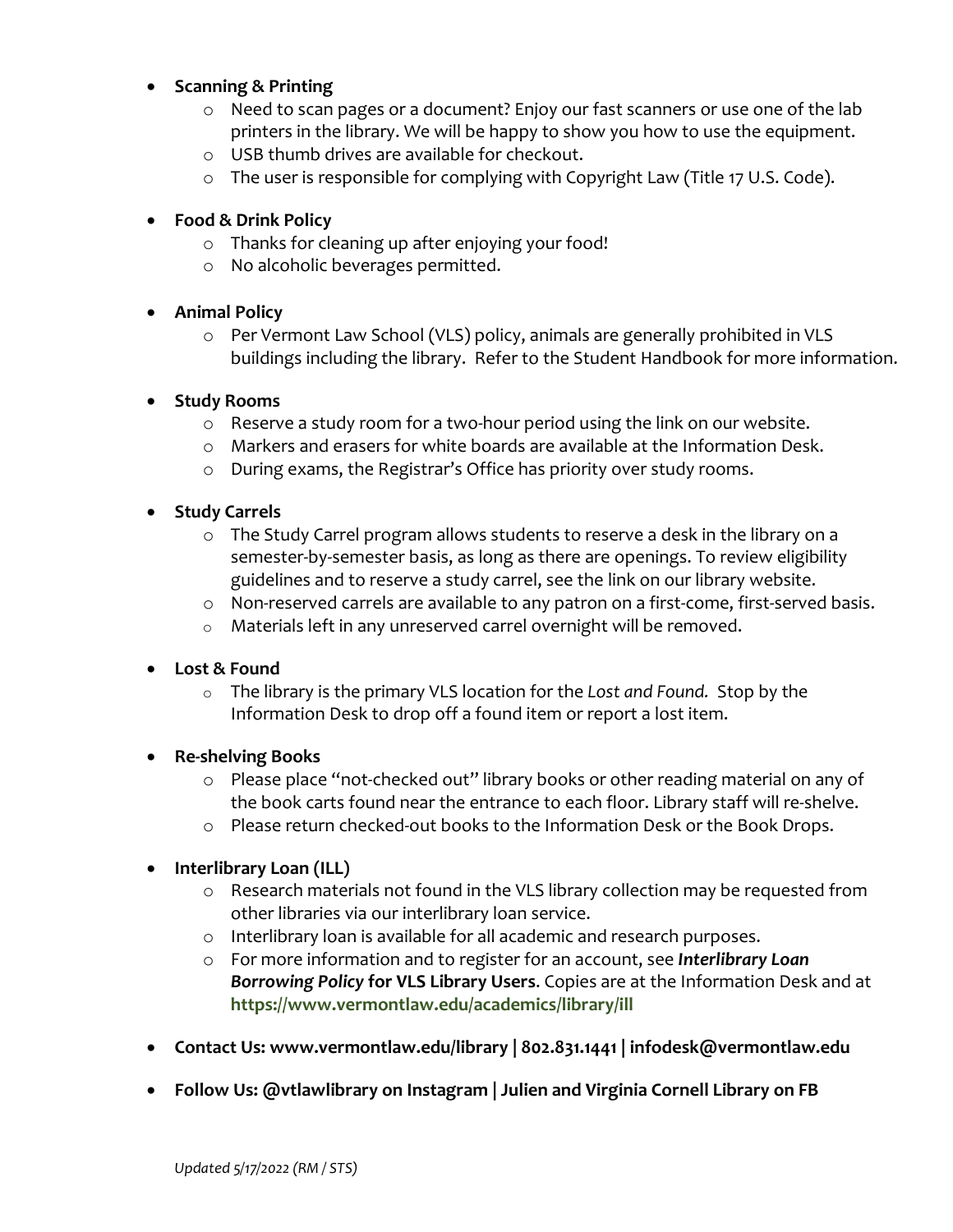- **Scanning & Printing**
  - Need to scan pages or a document? Enjoy our fast scanners or use one of the lab printers in the library. We will be happy to show you how to use the equipment.
  - USB thumb drives are available for checkout.
  - The user is responsible for complying with Copyright Law (Title 17 U.S. Code).

- **Food & Drink Policy**
  - Thanks for cleaning up after enjoying your food!
  - No alcoholic beverages permitted.

- **Animal Policy**
  - Per Vermont Law School (VLS) policy, animals are generally prohibited in VLS buildings including the library. Refer to the Student Handbook for more information.

- **Study Rooms**
  - Reserve a study room for a two-hour period using the link on our website.
  - Markers and erasers for white boards are available at the Information Desk.
  - During exams, the Registrar's Office has priority over study rooms.

- **Study Carrels**
  - The Study Carrel program allows students to reserve a desk in the library on a semester-by-semester basis, as long as there are openings. To review eligibility guidelines and to reserve a study carrel, see the link on our library website.
  - Non-reserved carrels are available to any patron on a first-come, first-served basis.
  - Materials left in any unreserved carrel overnight will be removed.

- **Lost & Found**
  - The library is the primary VLS location for the *Lost and Found.* Stop by the Information Desk to drop off a found item or report a lost item.

- **Re-shelving Books**
  - Please place "not-checked out" library books or other reading material on any of the book carts found near the entrance to each floor. Library staff will re-shelve.
  - Please return checked-out books to the Information Desk or the Book Drops.

- **Interlibrary Loan (ILL)**
  - Research materials not found in the VLS library collection may be requested from other libraries via our interlibrary loan service.
  - Interlibrary loan is available for all academic and research purposes.
  - For more information and to register for an account, see ***Interlibrary Loan Borrowing Policy* for VLS Library Users**. Copies are at the Information Desk and at **https://www.vermontlaw.edu/academics/library/ill**

- **Contact Us: www.vermontlaw.edu/library | 802.831.1441 | infodesk@vermontlaw.edu**

- **Follow Us: @vtlawlibrary on Instagram | Julien and Virginia Cornell Library on FB**

*Updated 5/17/2022 (RM / STS)*